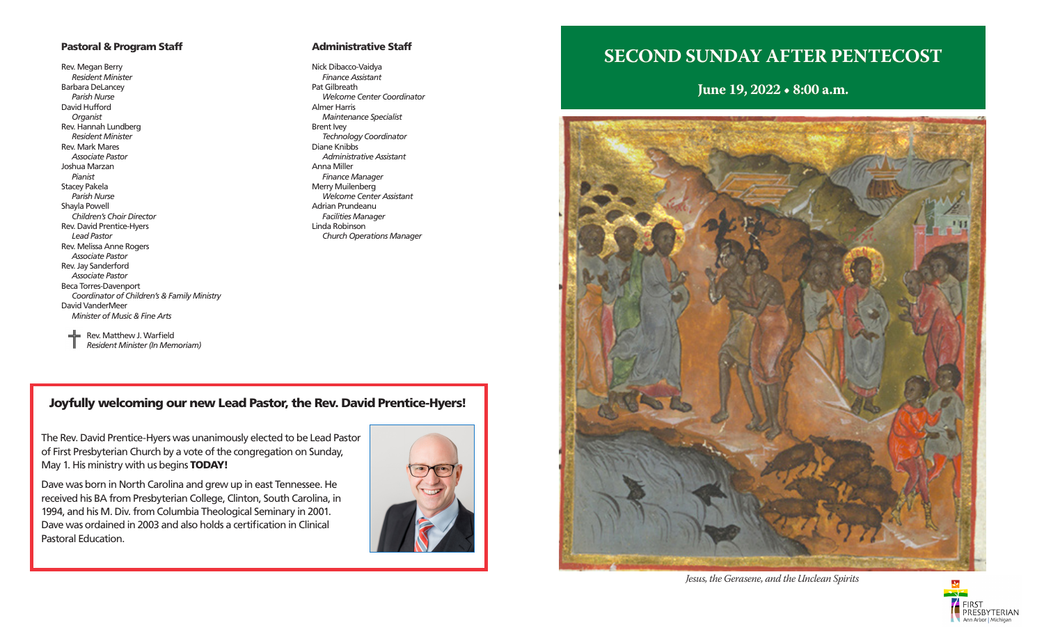### Pastoral & Program Staff

Rev. Megan Berry
*Resident Minister*
Barbara DeLancey
*Parish Nurse*
David Hufford
*Organist*
Rev. Hannah Lundberg
*Resident Minister*
Rev. Mark Mares
*Associate Pastor*
Joshua Marzan
*Pianist*
Stacey Pakela
*Parish Nurse*
Shayla Powell
*Children's Choir Director*
Rev. David Prentice-Hyers
*Lead Pastor*
Rev. Melissa Anne Rogers
*Associate Pastor*
Rev. Jay Sanderford
*Associate Pastor*
Beca Torres-Davenport
*Coordinator of Children's & Family Ministry*
David VanderMeer
*Minister of Music & Fine Arts*

✝ Rev. Matthew J. Warfield
*Resident Minister (In Memoriam)*

### Administrative Staff

Nick Dibacco-Vaidya
*Finance Assistant*
Pat Gilbreath
*Welcome Center Coordinator*
Almer Harris
*Maintenance Specialist*
Brent Ivey
*Technology Coordinator*
Diane Knibbs
*Administrative Assistant*
Anna Miller
*Finance Manager*
Merry Muilenberg
*Welcome Center Assistant*
Adrian Prundeanu
*Facilities Manager*
Linda Robinson
*Church Operations Manager*

### Joyfully welcoming our new Lead Pastor, the Rev. David Prentice-Hyers!

The Rev. David Prentice-Hyers was unanimously elected to be Lead Pastor of First Presbyterian Church by a vote of the congregation on Sunday, May 1. His ministry with us begins **TODAY!**

Dave was born in North Carolina and grew up in east Tennessee. He received his BA from Presbyterian College, Clinton, South Carolina, in 1994, and his M. Div. from Columbia Theological Seminary in 2001. Dave was ordained in 2003 and also holds a certification in Clinical Pastoral Education.

# SECOND SUNDAY AFTER PENTECOST

**June 19, 2022 • 8:00 a.m.**

*Jesus, the Gerasene, and the Unclean Spirits*

FIRST PRESBYTERIAN
Ann Arbor | Michigan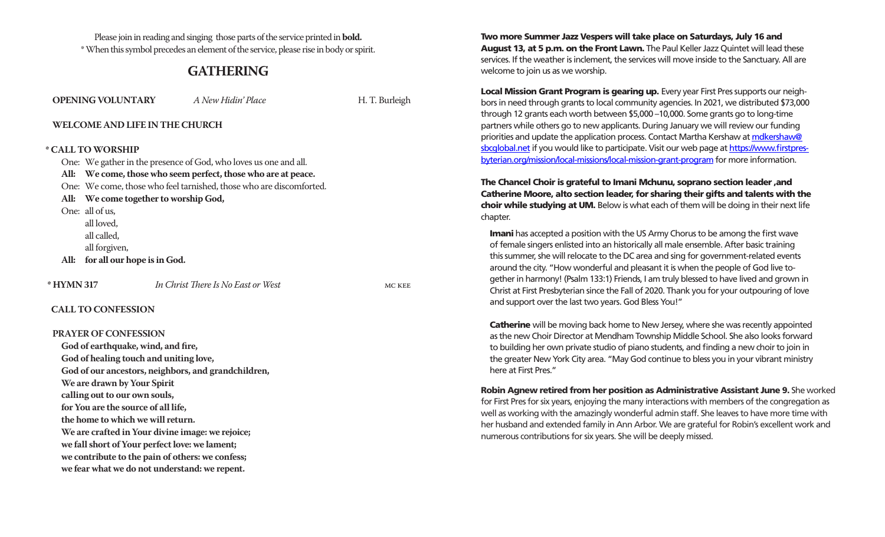Please join in reading and singing those parts of the service printed in **bold.**
* When this symbol precedes an element of the service, please rise in body or spirit.

# GATHERING

**OPENING VOLUNTARY** *A New Hidin' Place* H. T. Burleigh

**WELCOME AND LIFE IN THE CHURCH**

**\* CALL TO WORSHIP**

One: We gather in the presence of God, who loves us one and all.
**All: We come, those who seem perfect, those who are at peace.**
One: We come, those who feel tarnished, those who are discomforted.
**All: We come together to worship God,**
One: all of us,
all loved,
all called,
all forgiven,
**All: for all our hope is in God.**

**\* HYMN 317** *In Christ There Is No East or West* MC KEE

**CALL TO CONFESSION**

**PRAYER OF CONFESSION**

**God of earthquake, wind, and fire,**
**God of healing touch and uniting love,**
**God of our ancestors, neighbors, and grandchildren,**
**We are drawn by Your Spirit**
**calling out to our own souls,**
**for You are the source of all life,**
**the home to which we will return.**
**We are crafted in Your divine image: we rejoice;**
**we fall short of Your perfect love: we lament;**
**we contribute to the pain of others: we confess;**
**we fear what we do not understand: we repent.**

**Two more Summer Jazz Vespers will take place on Saturdays, July 16 and August 13, at 5 p.m. on the Front Lawn.** The Paul Keller Jazz Quintet will lead these services. If the weather is inclement, the services will move inside to the Sanctuary. All are welcome to join us as we worship.

**Local Mission Grant Program is gearing up.** Every year First Pres supports our neighbors in need through grants to local community agencies. In 2021, we distributed $73,000 through 12 grants each worth between $5,000 –10,000. Some grants go to long-time partners while others go to new applicants. During January we will review our funding priorities and update the application process. Contact Martha Kershaw at mdkershaw@sbcglobal.net if you would like to participate. Visit our web page at https://www.firstpresbyterian.org/mission/local-missions/local-mission-grant-program for more information.

**The Chancel Choir is grateful to Imani Mchunu, soprano section leader ,and Catherine Moore, alto section leader, for sharing their gifts and talents with the choir while studying at UM.** Below is what each of them will be doing in their next life chapter.

**Imani** has accepted a position with the US Army Chorus to be among the first wave of female singers enlisted into an historically all male ensemble. After basic training this summer, she will relocate to the DC area and sing for government-related events around the city. "How wonderful and pleasant it is when the people of God live together in harmony! (Psalm 133:1) Friends, I am truly blessed to have lived and grown in Christ at First Presbyterian since the Fall of 2020. Thank you for your outpouring of love and support over the last two years. God Bless You!"

**Catherine** will be moving back home to New Jersey, where she was recently appointed as the new Choir Director at Mendham Township Middle School. She also looks forward to building her own private studio of piano students, and finding a new choir to join in the greater New York City area. "May God continue to bless you in your vibrant ministry here at First Pres."

**Robin Agnew retired from her position as Administrative Assistant June 9.** She worked for First Pres for six years, enjoying the many interactions with members of the congregation as well as working with the amazingly wonderful admin staff. She leaves to have more time with her husband and extended family in Ann Arbor. We are grateful for Robin's excellent work and numerous contributions for six years. She will be deeply missed.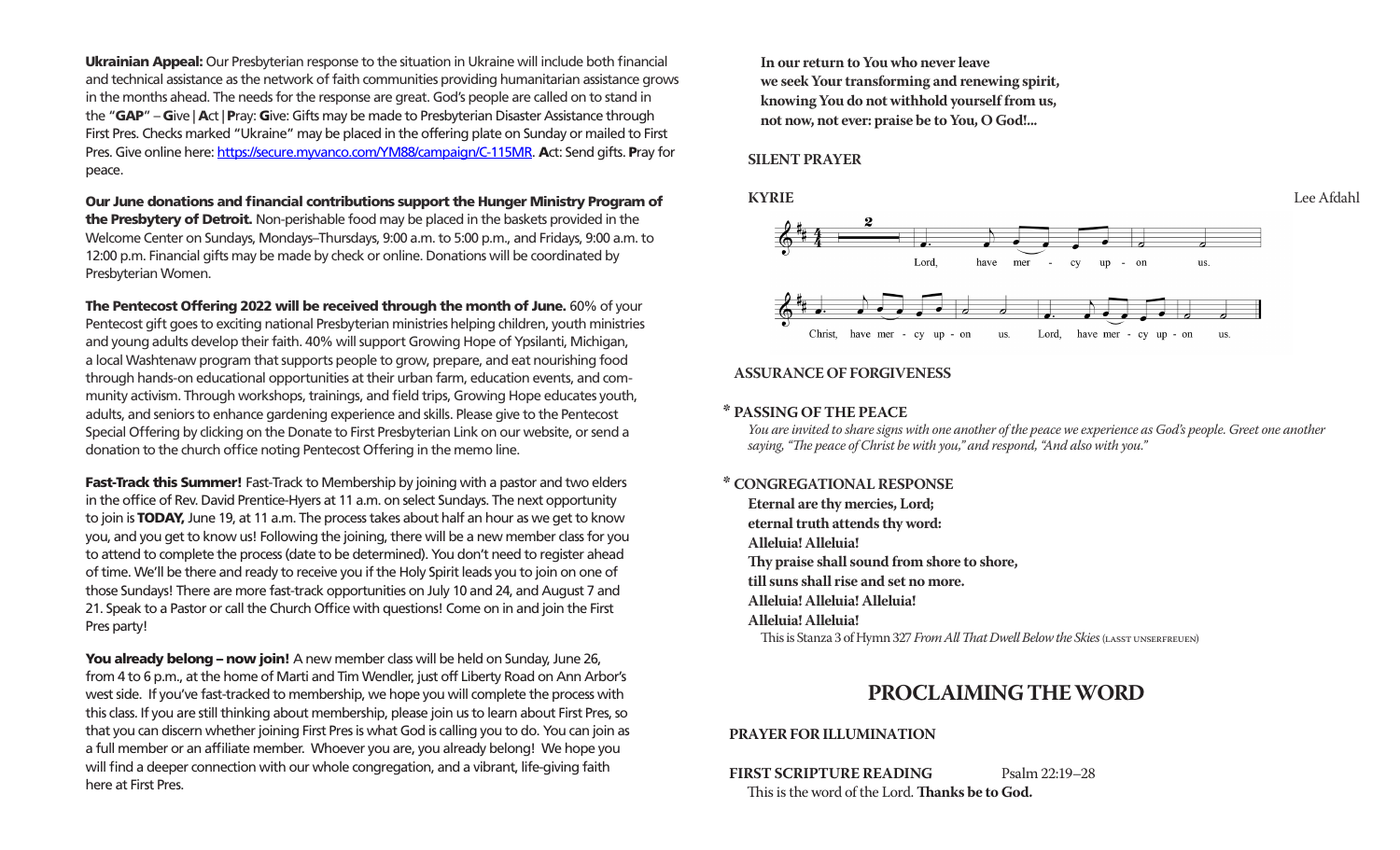**Ukrainian Appeal:** Our Presbyterian response to the situation in Ukraine will include both financial and technical assistance as the network of faith communities providing humanitarian assistance grows in the months ahead. The needs for the response are great. God's people are called on to stand in the "**GAP**" – **G**ive | **A**ct | **P**ray: **G**ive: Gifts may be made to Presbyterian Disaster Assistance through First Pres. Checks marked "Ukraine" may be placed in the offering plate on Sunday or mailed to First Pres. Give online here: https://secure.myvanco.com/YM88/campaign/C-115MR. **A**ct: Send gifts. **P**ray for peace.

**Our June donations and financial contributions support the Hunger Ministry Program of the Presbytery of Detroit.** Non-perishable food may be placed in the baskets provided in the Welcome Center on Sundays, Mondays–Thursdays, 9:00 a.m. to 5:00 p.m., and Fridays, 9:00 a.m. to 12:00 p.m. Financial gifts may be made by check or online. Donations will be coordinated by Presbyterian Women.

**The Pentecost Offering 2022 will be received through the month of June.** 60% of your Pentecost gift goes to exciting national Presbyterian ministries helping children, youth ministries and young adults develop their faith. 40% will support Growing Hope of Ypsilanti, Michigan, a local Washtenaw program that supports people to grow, prepare, and eat nourishing food through hands-on educational opportunities at their urban farm, education events, and community activism. Through workshops, trainings, and field trips, Growing Hope educates youth, adults, and seniors to enhance gardening experience and skills. Please give to the Pentecost Special Offering by clicking on the Donate to First Presbyterian Link on our website, or send a donation to the church office noting Pentecost Offering in the memo line.

**Fast-Track this Summer!** Fast-Track to Membership by joining with a pastor and two elders in the office of Rev. David Prentice-Hyers at 11 a.m. on select Sundays. The next opportunity to join is **TODAY,** June 19, at 11 a.m. The process takes about half an hour as we get to know you, and you get to know us! Following the joining, there will be a new member class for you to attend to complete the process (date to be determined). You don't need to register ahead of time. We'll be there and ready to receive you if the Holy Spirit leads you to join on one of those Sundays! There are more fast-track opportunities on July 10 and 24, and August 7 and 21. Speak to a Pastor or call the Church Office with questions! Come on in and join the First Pres party!

**You already belong – now join!** A new member class will be held on Sunday, June 26, from 4 to 6 p.m., at the home of Marti and Tim Wendler, just off Liberty Road on Ann Arbor's west side. If you've fast-tracked to membership, we hope you will complete the process with this class. If you are still thinking about membership, please join us to learn about First Pres, so that you can discern whether joining First Pres is what God is calling you to do. You can join as a full member or an affiliate member. Whoever you are, you already belong! We hope you will find a deeper connection with our whole congregation, and a vibrant, life-giving faith here at First Pres.

**In our return to You who never leave**
**we seek Your transforming and renewing spirit,**
**knowing You do not withhold yourself from us,**
**not now, not ever: praise be to You, O God!...**

**SILENT PRAYER**

**KYRIE** — Lee Afdahl

Lord, have mercy upon us.
Christ, have mercy upon us. Lord, have mercy upon us.

**ASSURANCE OF FORGIVENESS**

**\* PASSING OF THE PEACE**

*You are invited to share signs with one another of the peace we experience as God's people. Greet one another saying, "The peace of Christ be with you," and respond, "And also with you."*

**\* CONGREGATIONAL RESPONSE**

**Eternal are thy mercies, Lord;**
**eternal truth attends thy word:**
**Alleluia! Alleluia!**
**Thy praise shall sound from shore to shore,**
**till suns shall rise and set no more.**
**Alleluia! Alleluia! Alleluia!**
**Alleluia! Alleluia!**

This is Stanza 3 of Hymn 327 *From All That Dwell Below the Skies* (LASST UNSERFREUEN)

## PROCLAIMING THE WORD

**PRAYER FOR ILLUMINATION**

**FIRST SCRIPTURE READING** — Psalm 22:19–28

This is the word of the Lord. **Thanks be to God.**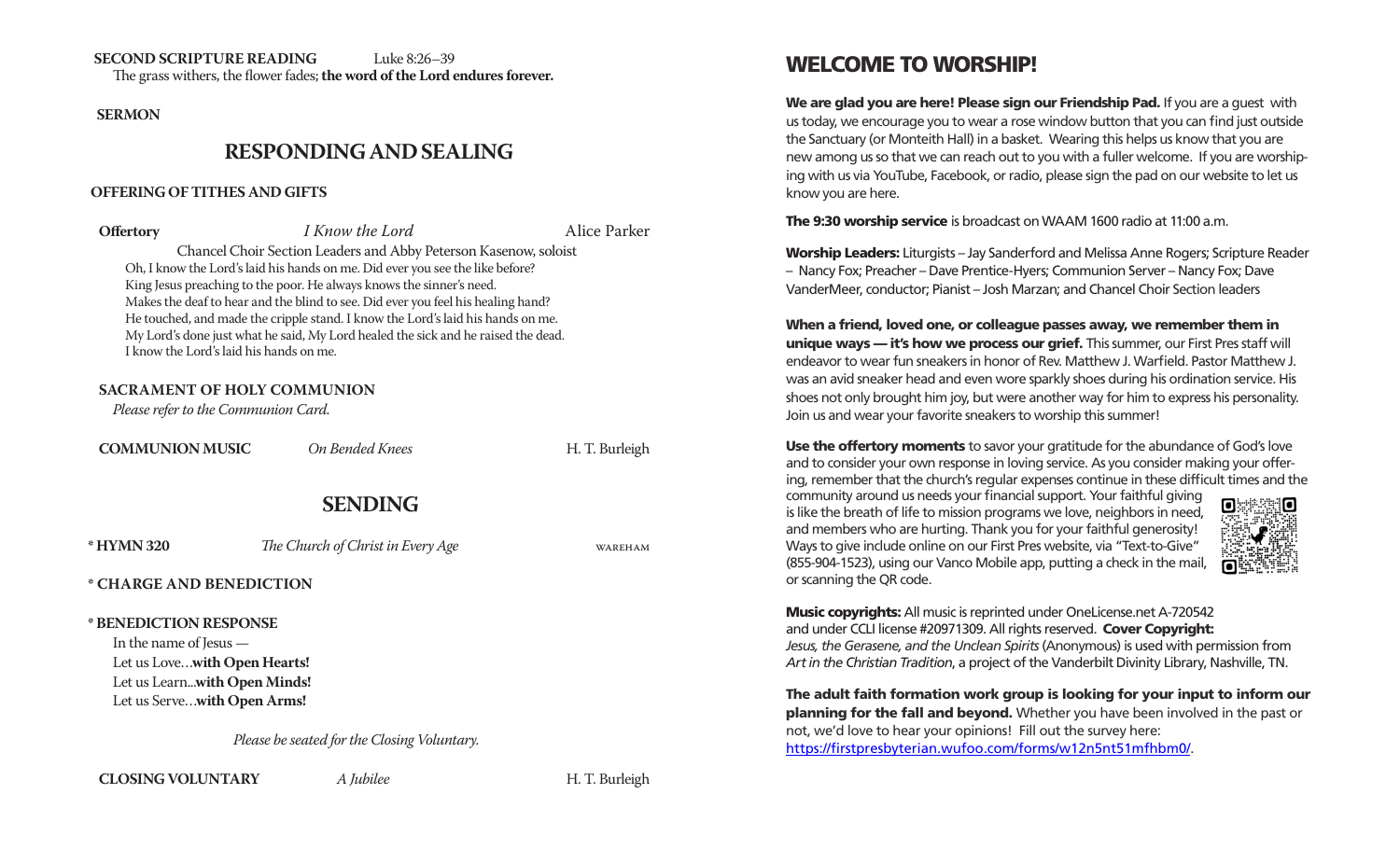**SECOND SCRIPTURE READING** Luke 8:26–39

The grass withers, the flower fades; **the word of the Lord endures forever.**

**SERMON**

## RESPONDING AND SEALING

**OFFERING OF TITHES AND GIFTS**

**Offertory** *I Know the Lord* Alice Parker

Chancel Choir Section Leaders and Abby Peterson Kasenow, soloist

Oh, I know the Lord's laid his hands on me. Did ever you see the like before?
King Jesus preaching to the poor. He always knows the sinner's need.
Makes the deaf to hear and the blind to see. Did ever you feel his healing hand?
He touched, and made the cripple stand. I know the Lord's laid his hands on me.
My Lord's done just what he said, My Lord healed the sick and he raised the dead.
I know the Lord's laid his hands on me.

**SACRAMENT OF HOLY COMMUNION**

*Please refer to the Communion Card.*

**COMMUNION MUSIC** *On Bended Knees* H. T. Burleigh

## SENDING

**\* HYMN 320** *The Church of Christ in Every Age* WAREHAM

**\* CHARGE AND BENEDICTION**

**\* BENEDICTION RESPONSE**

In the name of Jesus —
Let us Love…**with Open Hearts!**
Let us Learn...**with Open Minds!**
Let us Serve…**with Open Arms!**

*Please be seated for the Closing Voluntary.*

**CLOSING VOLUNTARY** *A Jubilee* H. T. Burleigh

## WELCOME TO WORSHIP!

**We are glad you are here! Please sign our Friendship Pad.** If you are a guest with us today, we encourage you to wear a rose window button that you can find just outside the Sanctuary (or Monteith Hall) in a basket. Wearing this helps us know that you are new among us so that we can reach out to you with a fuller welcome. If you are worshiping with us via YouTube, Facebook, or radio, please sign the pad on our website to let us know you are here.

**The 9:30 worship service** is broadcast on WAAM 1600 radio at 11:00 a.m.

**Worship Leaders:** Liturgists – Jay Sanderford and Melissa Anne Rogers; Scripture Reader – Nancy Fox; Preacher – Dave Prentice-Hyers; Communion Server – Nancy Fox; Dave VanderMeer, conductor; Pianist – Josh Marzan; and Chancel Choir Section leaders

**When a friend, loved one, or colleague passes away, we remember them in unique ways — it's how we process our grief.** This summer, our First Pres staff will endeavor to wear fun sneakers in honor of Rev. Matthew J. Warfield. Pastor Matthew J. was an avid sneaker head and even wore sparkly shoes during his ordination service. His shoes not only brought him joy, but were another way for him to express his personality. Join us and wear your favorite sneakers to worship this summer!

**Use the offertory moments** to savor your gratitude for the abundance of God's love and to consider your own response in loving service. As you consider making your offering, remember that the church's regular expenses continue in these difficult times and the community around us needs your financial support. Your faithful giving is like the breath of life to mission programs we love, neighbors in need, and members who are hurting. Thank you for your faithful generosity! Ways to give include online on our First Pres website, via "Text-to-Give" (855-904-1523), using our Vanco Mobile app, putting a check in the mail, or scanning the QR code.

**Music copyrights:** All music is reprinted under OneLicense.net A-720542 and under CCLI license #20971309. All rights reserved. **Cover Copyright:** *Jesus, the Gerasene, and the Unclean Spirits* (Anonymous) is used with permission from *Art in the Christian Tradition*, a project of the Vanderbilt Divinity Library, Nashville, TN.

**The adult faith formation work group is looking for your input to inform our planning for the fall and beyond.** Whether you have been involved in the past or not, we'd love to hear your opinions! Fill out the survey here: https://firstpresbyterian.wufoo.com/forms/w12n5nt51mfhbm0/.